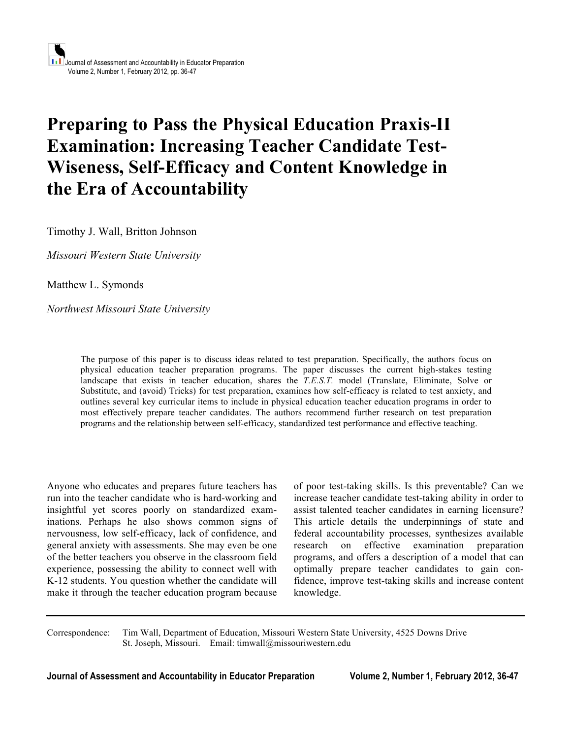# Preparing to Pass the Physical Education Praxis-II Examination: Increasing Teacher Candidate Test-Wiseness, Self-Efficacy and Content Knowledge in the Era of Accountability

Timothy J. Wall, Britton Johnson

*Missouri Western State University*

Matthew L. Symonds

*Northwest Missouri State University*

The purpose of this paper is to discuss ideas related to test preparation. Specifically, the authors focus on physical education teacher preparation programs. The paper discusses the current high-stakes testing landscape that exists in teacher education, shares the *T.E.S.T.* model (Translate, Eliminate, Solve or Substitute, and (avoid) Tricks) for test preparation, examines how self-efficacy is related to test anxiety, and outlines several key curricular items to include in physical education teacher education programs in order to most effectively prepare teacher candidates. The authors recommend further research on test preparation programs and the relationship between self-efficacy, standardized test performance and effective teaching.

Anyone who educates and prepares future teachers has run into the teacher candidate who is hard-working and insightful yet scores poorly on standardized examinations. Perhaps he also shows common signs of nervousness, low self-efficacy, lack of confidence, and general anxiety with assessments. She may even be one of the better teachers you observe in the classroom field experience, possessing the ability to connect well with K-12 students. You question whether the candidate will make it through the teacher education program because of poor test-taking skills. Is this preventable? Can we increase teacher candidate test-taking ability in order to assist talented teacher candidates in earning licensure? This article details the underpinnings of state and federal accountability processes, synthesizes available research on effective examination preparation programs, and offers a description of a model that can optimally prepare teacher candidates to gain confidence, improve test-taking skills and increase content knowledge.

Correspondence: Tim Wall, Department of Education, Missouri Western State University, 4525 Downs Drive St. Joseph, Missouri. Email: timwall@missouriwestern.edu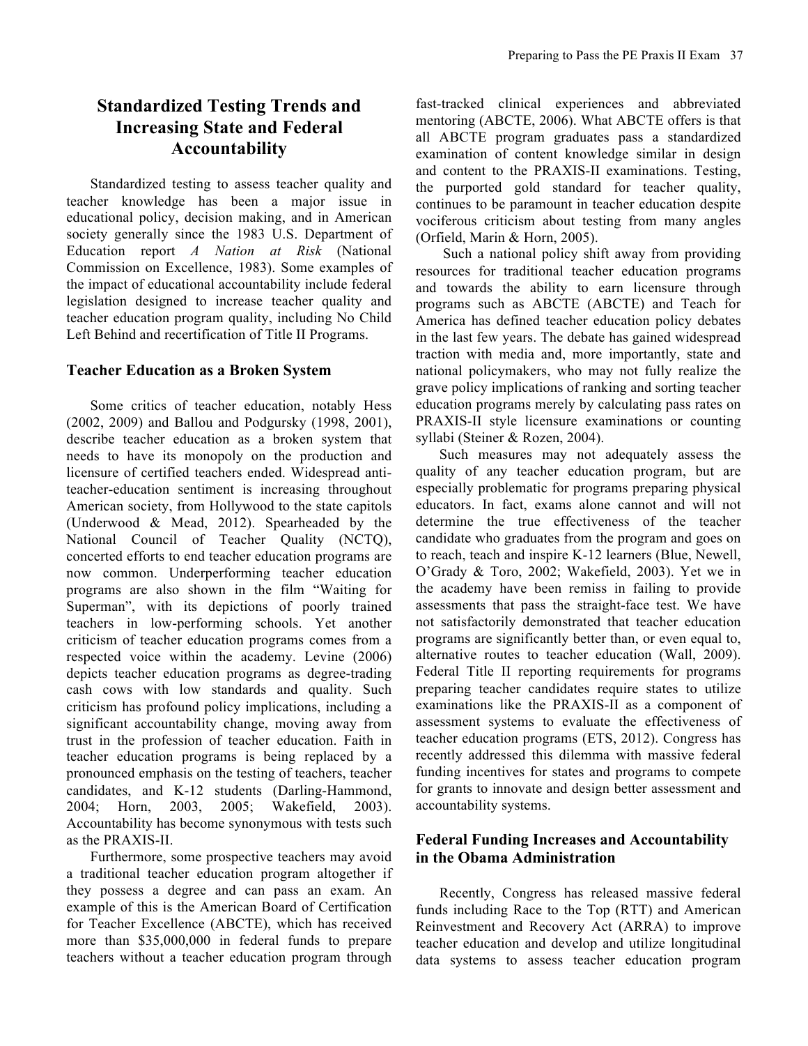## Standardized Testing Trends and Increasing State and Federal Accountability

Standardized testing to assess teacher quality and teacher knowledge has been a major issue in educational policy, decision making, and in American society generally since the 1983 U.S. Department of Education report *A Nation at Risk* (National Commission on Excellence, 1983). Some examples of the impact of educational accountability include federal legislation designed to increase teacher quality and teacher education program quality, including No Child Left Behind and recertification of Title II Programs.

### Teacher Education as a Broken System

Some critics of teacher education, notably Hess (2002, 2009) and Ballou and Podgursky (1998, 2001), describe teacher education as a broken system that needs to have its monopoly on the production and licensure of certified teachers ended. Widespread anti-teacher-education sentiment is increasing throughout American society, from Hollywood to the state capitols (Underwood & Mead, 2012). Spearheaded by the National Council of Teacher Quality (NCTQ), concerted efforts to end teacher education programs are now common. Underperforming teacher education programs are also shown in the film "Waiting for Superman", with its depictions of poorly trained teachers in low-performing schools. Yet another criticism of teacher education programs comes from a respected voice within the academy. Levine (2006) depicts teacher education programs as degree-trading cash cows with low standards and quality. Such criticism has profound policy implications, including a significant accountability change, moving away from trust in the profession of teacher education. Faith in teacher education programs is being replaced by a pronounced emphasis on the testing of teachers, teacher candidates, and K-12 students (Darling-Hammond, 2004; Horn, 2003, 2005; Wakefield, 2003). Accountability has become synonymous with tests such as the PRAXIS-II.

Furthermore, some prospective teachers may avoid a traditional teacher education program altogether if they possess a degree and can pass an exam. An example of this is the American Board of Certification for Teacher Excellence (ABCTE), which has received more than $35,000,000 in federal funds to prepare teachers without a teacher education program through fast-tracked clinical experiences and abbreviated mentoring (ABCTE, 2006). What ABCTE offers is that all ABCTE program graduates pass a standardized examination of content knowledge similar in design and content to the PRAXIS-II examinations. Testing, the purported gold standard for teacher quality, continues to be paramount in teacher education despite vociferous criticism about testing from many angles (Orfield, Marin & Horn, 2005).

Such a national policy shift away from providing resources for traditional teacher education programs and towards the ability to earn licensure through programs such as ABCTE (ABCTE) and Teach for America has defined teacher education policy debates in the last few years. The debate has gained widespread traction with media and, more importantly, state and national policymakers, who may not fully realize the grave policy implications of ranking and sorting teacher education programs merely by calculating pass rates on PRAXIS-II style licensure examinations or counting syllabi (Steiner & Rozen, 2004).

Such measures may not adequately assess the quality of any teacher education program, but are especially problematic for programs preparing physical educators. In fact, exams alone cannot and will not determine the true effectiveness of the teacher candidate who graduates from the program and goes on to reach, teach and inspire K-12 learners (Blue, Newell, O'Grady & Toro, 2002; Wakefield, 2003). Yet we in the academy have been remiss in failing to provide assessments that pass the straight-face test. We have not satisfactorily demonstrated that teacher education programs are significantly better than, or even equal to, alternative routes to teacher education (Wall, 2009). Federal Title II reporting requirements for programs preparing teacher candidates require states to utilize examinations like the PRAXIS-II as a component of assessment systems to evaluate the effectiveness of teacher education programs (ETS, 2012). Congress has recently addressed this dilemma with massive federal funding incentives for states and programs to compete for grants to innovate and design better assessment and accountability systems.

### Federal Funding Increases and Accountability in the Obama Administration

Recently, Congress has released massive federal funds including Race to the Top (RTT) and American Reinvestment and Recovery Act (ARRA) to improve teacher education and develop and utilize longitudinal data systems to assess teacher education program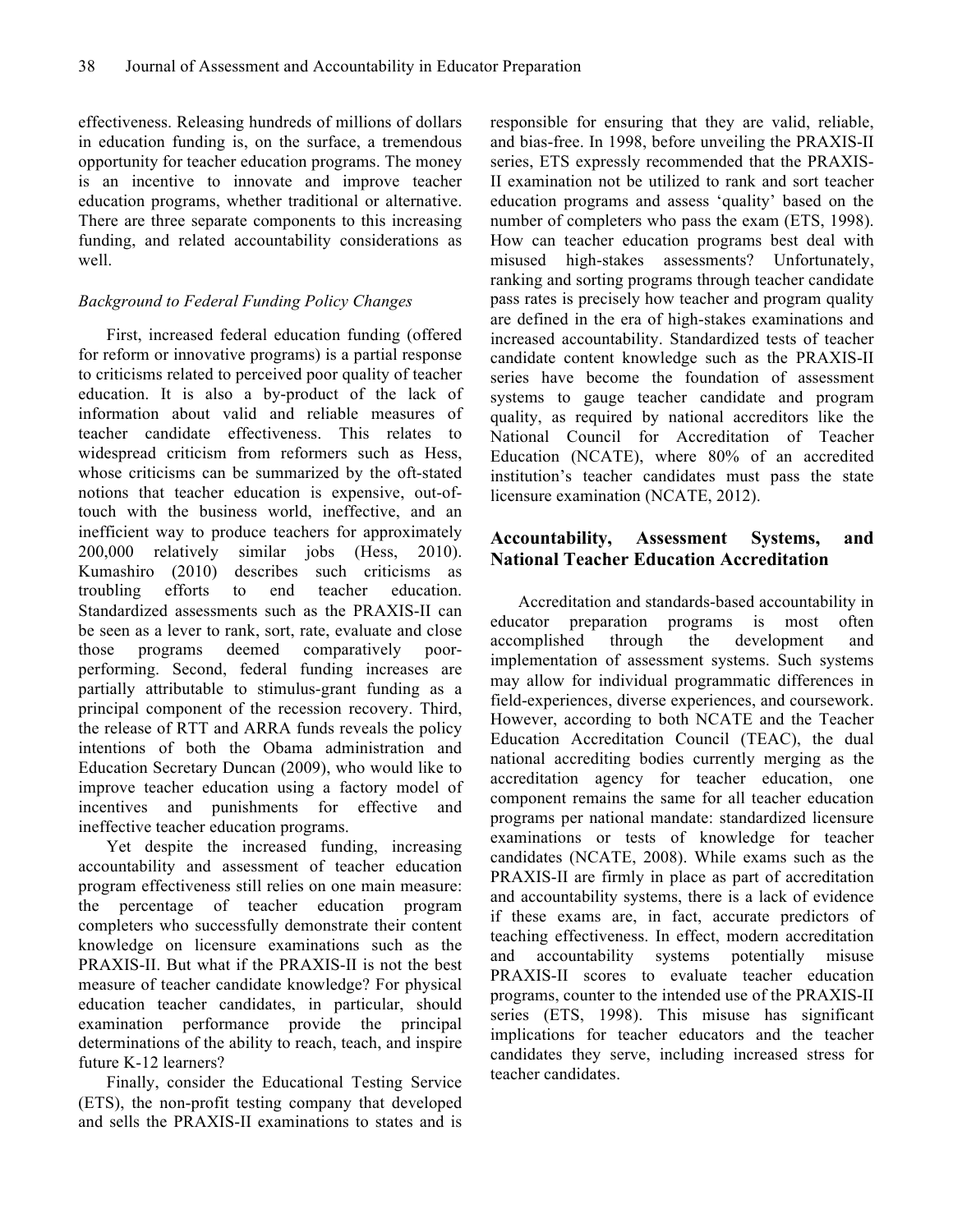effectiveness. Releasing hundreds of millions of dollars in education funding is, on the surface, a tremendous opportunity for teacher education programs. The money is an incentive to innovate and improve teacher education programs, whether traditional or alternative. There are three separate components to this increasing funding, and related accountability considerations as well.

*Background to Federal Funding Policy Changes*

First, increased federal education funding (offered for reform or innovative programs) is a partial response to criticisms related to perceived poor quality of teacher education. It is also a by-product of the lack of information about valid and reliable measures of teacher candidate effectiveness. This relates to widespread criticism from reformers such as Hess, whose criticisms can be summarized by the oft-stated notions that teacher education is expensive, out-of-touch with the business world, ineffective, and an inefficient way to produce teachers for approximately 200,000 relatively similar jobs (Hess, 2010). Kumashiro (2010) describes such criticisms as troubling efforts to end teacher education. Standardized assessments such as the PRAXIS-II can be seen as a lever to rank, sort, rate, evaluate and close those programs deemed comparatively poor-performing. Second, federal funding increases are partially attributable to stimulus-grant funding as a principal component of the recession recovery. Third, the release of RTT and ARRA funds reveals the policy intentions of both the Obama administration and Education Secretary Duncan (2009), who would like to improve teacher education using a factory model of incentives and punishments for effective and ineffective teacher education programs.

Yet despite the increased funding, increasing accountability and assessment of teacher education program effectiveness still relies on one main measure: the percentage of teacher education program completers who successfully demonstrate their content knowledge on licensure examinations such as the PRAXIS-II. But what if the PRAXIS-II is not the best measure of teacher candidate knowledge? For physical education teacher candidates, in particular, should examination performance provide the principal determinations of the ability to reach, teach, and inspire future K-12 learners?

Finally, consider the Educational Testing Service (ETS), the non-profit testing company that developed and sells the PRAXIS-II examinations to states and is responsible for ensuring that they are valid, reliable, and bias-free. In 1998, before unveiling the PRAXIS-II series, ETS expressly recommended that the PRAXIS-II examination not be utilized to rank and sort teacher education programs and assess 'quality' based on the number of completers who pass the exam (ETS, 1998). How can teacher education programs best deal with misused high-stakes assessments? Unfortunately, ranking and sorting programs through teacher candidate pass rates is precisely how teacher and program quality are defined in the era of high-stakes examinations and increased accountability. Standardized tests of teacher candidate content knowledge such as the PRAXIS-II series have become the foundation of assessment systems to gauge teacher candidate and program quality, as required by national accreditors like the National Council for Accreditation of Teacher Education (NCATE), where 80% of an accredited institution's teacher candidates must pass the state licensure examination (NCATE, 2012).

## Accountability, Assessment Systems, and National Teacher Education Accreditation

Accreditation and standards-based accountability in educator preparation programs is most often accomplished through the development and implementation of assessment systems. Such systems may allow for individual programmatic differences in field-experiences, diverse experiences, and coursework. However, according to both NCATE and the Teacher Education Accreditation Council (TEAC), the dual national accrediting bodies currently merging as the accreditation agency for teacher education, one component remains the same for all teacher education programs per national mandate: standardized licensure examinations or tests of knowledge for teacher candidates (NCATE, 2008). While exams such as the PRAXIS-II are firmly in place as part of accreditation and accountability systems, there is a lack of evidence if these exams are, in fact, accurate predictors of teaching effectiveness. In effect, modern accreditation and accountability systems potentially misuse PRAXIS-II scores to evaluate teacher education programs, counter to the intended use of the PRAXIS-II series (ETS, 1998). This misuse has significant implications for teacher educators and the teacher candidates they serve, including increased stress for teacher candidates.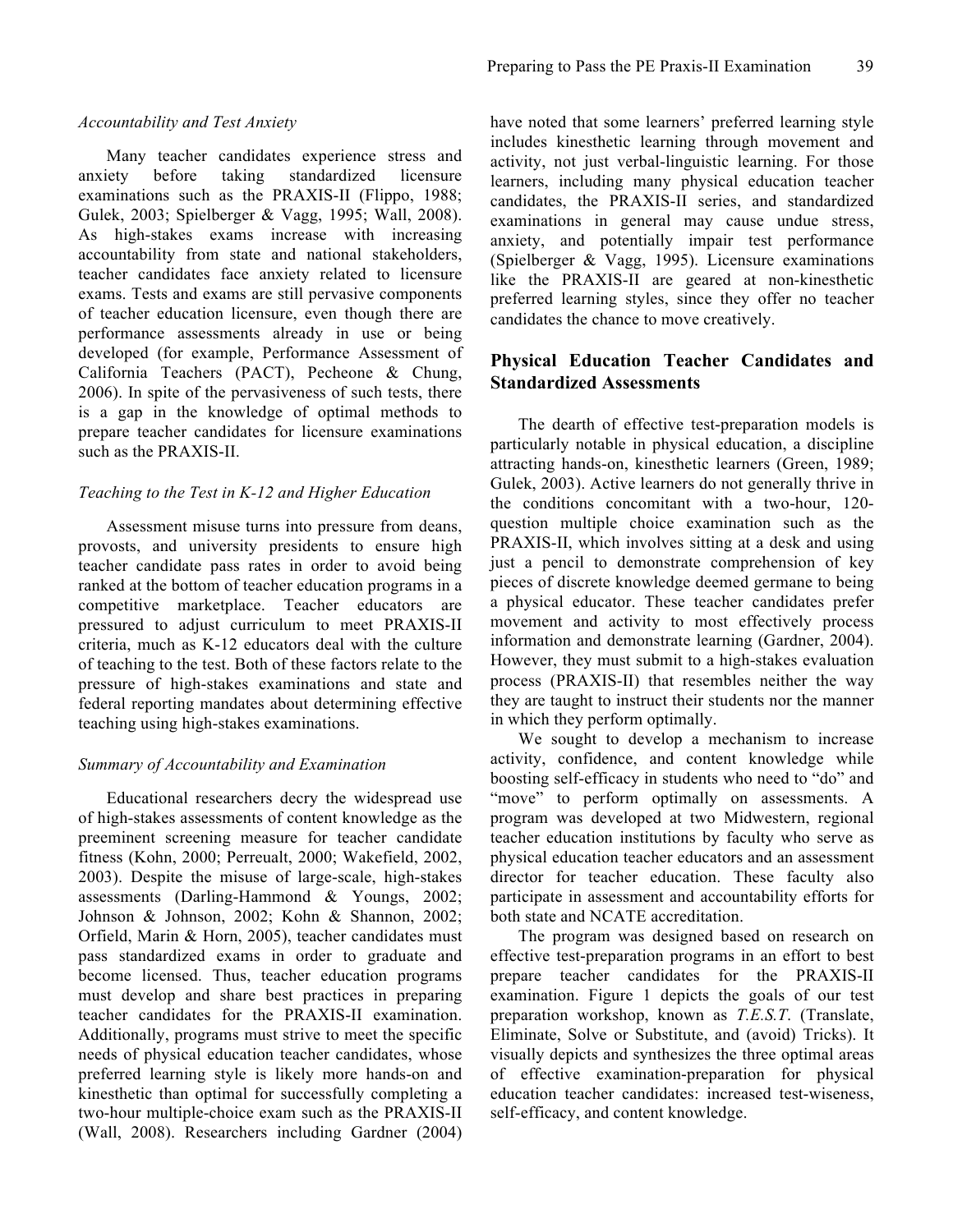*Accountability and Test Anxiety*

Many teacher candidates experience stress and anxiety before taking standardized licensure examinations such as the PRAXIS-II (Flippo, 1988; Gulek, 2003; Spielberger & Vagg, 1995; Wall, 2008). As high-stakes exams increase with increasing accountability from state and national stakeholders, teacher candidates face anxiety related to licensure exams. Tests and exams are still pervasive components of teacher education licensure, even though there are performance assessments already in use or being developed (for example, Performance Assessment of California Teachers (PACT), Pecheone & Chung, 2006). In spite of the pervasiveness of such tests, there is a gap in the knowledge of optimal methods to prepare teacher candidates for licensure examinations such as the PRAXIS-II.

*Teaching to the Test in K-12 and Higher Education*

Assessment misuse turns into pressure from deans, provosts, and university presidents to ensure high teacher candidate pass rates in order to avoid being ranked at the bottom of teacher education programs in a competitive marketplace. Teacher educators are pressured to adjust curriculum to meet PRAXIS-II criteria, much as K-12 educators deal with the culture of teaching to the test. Both of these factors relate to the pressure of high-stakes examinations and state and federal reporting mandates about determining effective teaching using high-stakes examinations.

*Summary of Accountability and Examination*

Educational researchers decry the widespread use of high-stakes assessments of content knowledge as the preeminent screening measure for teacher candidate fitness (Kohn, 2000; Perreualt, 2000; Wakefield, 2002, 2003). Despite the misuse of large-scale, high-stakes assessments (Darling-Hammond & Youngs, 2002; Johnson & Johnson, 2002; Kohn & Shannon, 2002; Orfield, Marin & Horn, 2005), teacher candidates must pass standardized exams in order to graduate and become licensed. Thus, teacher education programs must develop and share best practices in preparing teacher candidates for the PRAXIS-II examination. Additionally, programs must strive to meet the specific needs of physical education teacher candidates, whose preferred learning style is likely more hands-on and kinesthetic than optimal for successfully completing a two-hour multiple-choice exam such as the PRAXIS-II (Wall, 2008). Researchers including Gardner (2004) have noted that some learners' preferred learning style includes kinesthetic learning through movement and activity, not just verbal-linguistic learning. For those learners, including many physical education teacher candidates, the PRAXIS-II series, and standardized examinations in general may cause undue stress, anxiety, and potentially impair test performance (Spielberger & Vagg, 1995). Licensure examinations like the PRAXIS-II are geared at non-kinesthetic preferred learning styles, since they offer no teacher candidates the chance to move creatively.

## Physical Education Teacher Candidates and Standardized Assessments

The dearth of effective test-preparation models is particularly notable in physical education, a discipline attracting hands-on, kinesthetic learners (Green, 1989; Gulek, 2003). Active learners do not generally thrive in the conditions concomitant with a two-hour, 120-question multiple choice examination such as the PRAXIS-II, which involves sitting at a desk and using just a pencil to demonstrate comprehension of key pieces of discrete knowledge deemed germane to being a physical educator. These teacher candidates prefer movement and activity to most effectively process information and demonstrate learning (Gardner, 2004). However, they must submit to a high-stakes evaluation process (PRAXIS-II) that resembles neither the way they are taught to instruct their students nor the manner in which they perform optimally.

We sought to develop a mechanism to increase activity, confidence, and content knowledge while boosting self-efficacy in students who need to "do" and "move" to perform optimally on assessments. A program was developed at two Midwestern, regional teacher education institutions by faculty who serve as physical education teacher educators and an assessment director for teacher education. These faculty also participate in assessment and accountability efforts for both state and NCATE accreditation.

The program was designed based on research on effective test-preparation programs in an effort to best prepare teacher candidates for the PRAXIS-II examination. Figure 1 depicts the goals of our test preparation workshop, known as *T.E.S.T.* (Translate, Eliminate, Solve or Substitute, and (avoid) Tricks). It visually depicts and synthesizes the three optimal areas of effective examination-preparation for physical education teacher candidates: increased test-wiseness, self-efficacy, and content knowledge.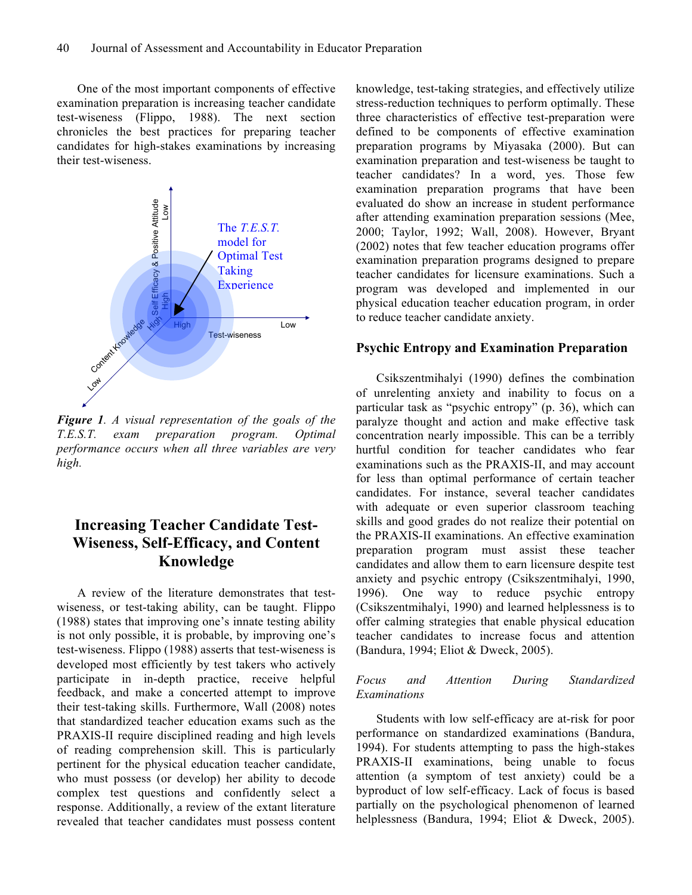One of the most important components of effective examination preparation is increasing teacher candidate test-wiseness (Flippo, 1988). The next section chronicles the best practices for preparing teacher candidates for high-stakes examinations by increasing their test-wiseness.

*Figure 1*. *A visual representation of the goals of the T.E.S.T. exam preparation program. Optimal performance occurs when all three variables are very high.*

## Increasing Teacher Candidate Test-Wiseness, Self-Efficacy, and Content Knowledge

A review of the literature demonstrates that test-wiseness, or test-taking ability, can be taught. Flippo (1988) states that improving one's innate testing ability is not only possible, it is probable, by improving one's test-wiseness. Flippo (1988) asserts that test-wiseness is developed most efficiently by test takers who actively participate in in-depth practice, receive helpful feedback, and make a concerted attempt to improve their test-taking skills. Furthermore, Wall (2008) notes that standardized teacher education exams such as the PRAXIS-II require disciplined reading and high levels of reading comprehension skill. This is particularly pertinent for the physical education teacher candidate, who must possess (or develop) her ability to decode complex test questions and confidently select a response. Additionally, a review of the extant literature revealed that teacher candidates must possess content knowledge, test-taking strategies, and effectively utilize stress-reduction techniques to perform optimally. These three characteristics of effective test-preparation were defined to be components of effective examination preparation programs by Miyasaka (2000). But can examination preparation and test-wiseness be taught to teacher candidates? In a word, yes. Those few examination preparation programs that have been evaluated do show an increase in student performance after attending examination preparation sessions (Mee, 2000; Taylor, 1992; Wall, 2008). However, Bryant (2002) notes that few teacher education programs offer examination preparation programs designed to prepare teacher candidates for licensure examinations. Such a program was developed and implemented in our physical education teacher education program, in order to reduce teacher candidate anxiety.

### Psychic Entropy and Examination Preparation

Csikszentmihalyi (1990) defines the combination of unrelenting anxiety and inability to focus on a particular task as "psychic entropy" (p. 36), which can paralyze thought and action and make effective task concentration nearly impossible. This can be a terribly hurtful condition for teacher candidates who fear examinations such as the PRAXIS-II, and may account for less than optimal performance of certain teacher candidates. For instance, several teacher candidates with adequate or even superior classroom teaching skills and good grades do not realize their potential on the PRAXIS-II examinations. An effective examination preparation program must assist these teacher candidates and allow them to earn licensure despite test anxiety and psychic entropy (Csikszentmihalyi, 1990, 1996). One way to reduce psychic entropy (Csikszentmihalyi, 1990) and learned helplessness is to offer calming strategies that enable physical education teacher candidates to increase focus and attention (Bandura, 1994; Eliot & Dweck, 2005).

#### *Focus and Attention During Standardized Examinations*

Students with low self-efficacy are at-risk for poor performance on standardized examinations (Bandura, 1994). For students attempting to pass the high-stakes PRAXIS-II examinations, being unable to focus attention (a symptom of test anxiety) could be a byproduct of low self-efficacy. Lack of focus is based partially on the psychological phenomenon of learned helplessness (Bandura, 1994; Eliot & Dweck, 2005).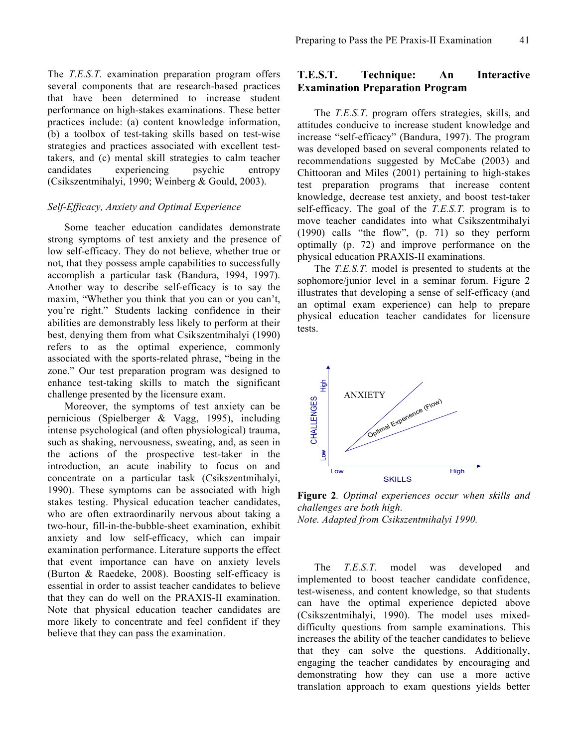The *T.E.S.T.* examination preparation program offers several components that are research-based practices that have been determined to increase student performance on high-stakes examinations. These better practices include: (a) content knowledge information, (b) a toolbox of test-taking skills based on test-wise strategies and practices associated with excellent test-takers, and (c) mental skill strategies to calm teacher candidates experiencing psychic entropy (Csikszentmihalyi, 1990; Weinberg & Gould, 2003).

### *Self-Efficacy, Anxiety and Optimal Experience*

Some teacher education candidates demonstrate strong symptoms of test anxiety and the presence of low self-efficacy. They do not believe, whether true or not, that they possess ample capabilities to successfully accomplish a particular task (Bandura, 1994, 1997). Another way to describe self-efficacy is to say the maxim, "Whether you think that you can or you can't, you're right." Students lacking confidence in their abilities are demonstrably less likely to perform at their best, denying them from what Csikszentmihalyi (1990) refers to as the optimal experience, commonly associated with the sports-related phrase, "being in the zone." Our test preparation program was designed to enhance test-taking skills to match the significant challenge presented by the licensure exam.

Moreover, the symptoms of test anxiety can be pernicious (Spielberger & Vagg, 1995), including intense psychological (and often physiological) trauma, such as shaking, nervousness, sweating, and, as seen in the actions of the prospective test-taker in the introduction, an acute inability to focus on and concentrate on a particular task (Csikszentmihalyi, 1990). These symptoms can be associated with high stakes testing. Physical education teacher candidates, who are often extraordinarily nervous about taking a two-hour, fill-in-the-bubble-sheet examination, exhibit anxiety and low self-efficacy, which can impair examination performance. Literature supports the effect that event importance can have on anxiety levels (Burton & Raedeke, 2008). Boosting self-efficacy is essential in order to assist teacher candidates to believe that they can do well on the PRAXIS-II examination. Note that physical education teacher candidates are more likely to concentrate and feel confident if they believe that they can pass the examination.

## T.E.S.T. Technique: An Interactive Examination Preparation Program

The *T.E.S.T.* program offers strategies, skills, and attitudes conducive to increase student knowledge and increase "self-efficacy" (Bandura, 1997). The program was developed based on several components related to recommendations suggested by McCabe (2003) and Chittooran and Miles (2001) pertaining to high-stakes test preparation programs that increase content knowledge, decrease test anxiety, and boost test-taker self-efficacy. The goal of the *T.E.S.T.* program is to move teacher candidates into what Csikszentmihalyi (1990) calls "the flow", (p. 71) so they perform optimally (p. 72) and improve performance on the physical education PRAXIS-II examinations.

The *T.E.S.T.* model is presented to students at the sophomore/junior level in a seminar forum. Figure 2 illustrates that developing a sense of self-efficacy (and an optimal exam experience) can help to prepare physical education teacher candidates for licensure tests.

**Figure 2**. *Optimal experiences occur when skills and challenges are both high.*
*Note. Adapted from Csikszentmihalyi 1990.*

The *T.E.S.T.* model was developed and implemented to boost teacher candidate confidence, test-wiseness, and content knowledge, so that students can have the optimal experience depicted above (Csikszentmihalyi, 1990). The model uses mixed-difficulty questions from sample examinations. This increases the ability of the teacher candidates to believe that they can solve the questions. Additionally, engaging the teacher candidates by encouraging and demonstrating how they can use a more active translation approach to exam questions yields better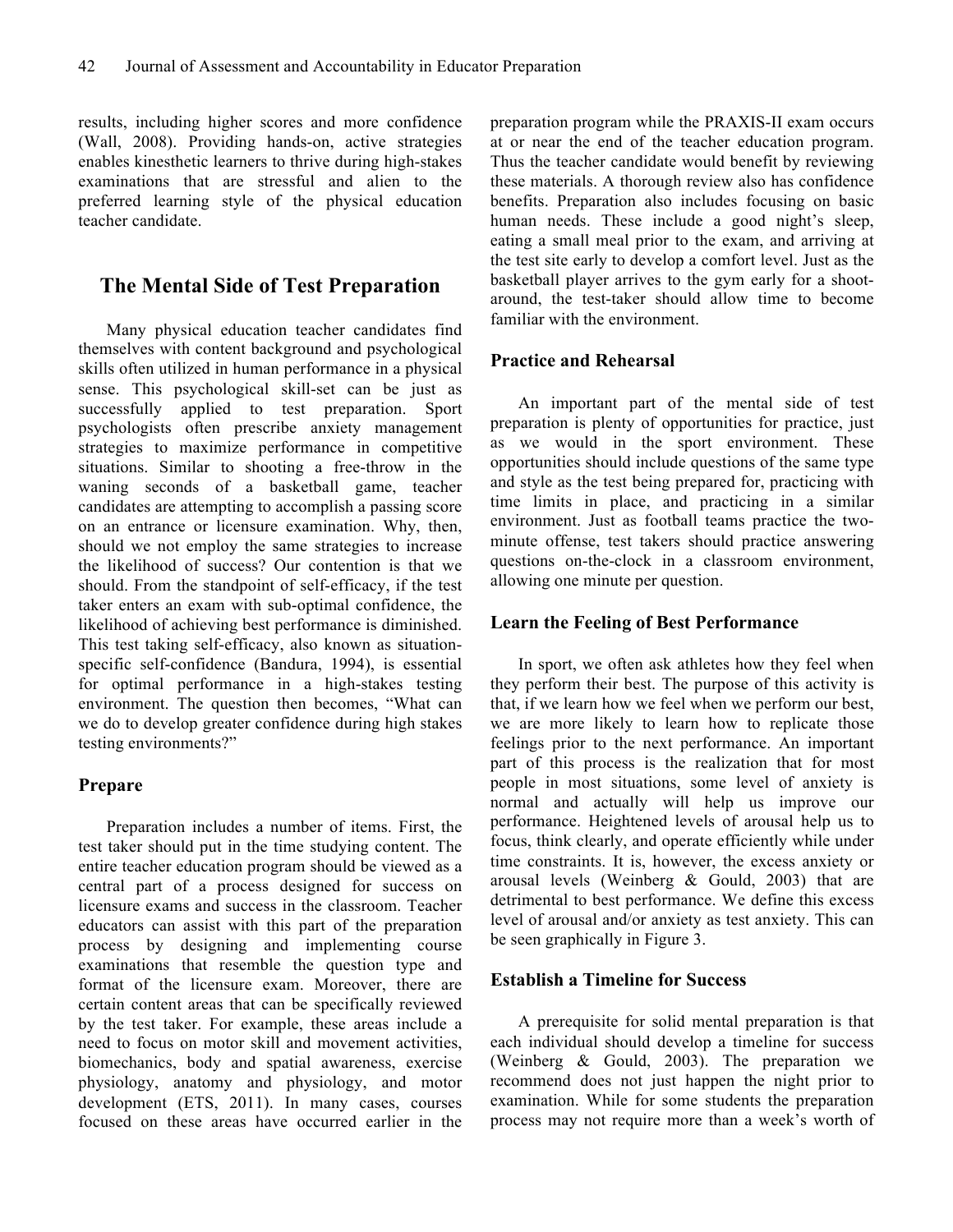results, including higher scores and more confidence (Wall, 2008). Providing hands-on, active strategies enables kinesthetic learners to thrive during high-stakes examinations that are stressful and alien to the preferred learning style of the physical education teacher candidate.

## The Mental Side of Test Preparation

Many physical education teacher candidates find themselves with content background and psychological skills often utilized in human performance in a physical sense. This psychological skill-set can be just as successfully applied to test preparation. Sport psychologists often prescribe anxiety management strategies to maximize performance in competitive situations. Similar to shooting a free-throw in the waning seconds of a basketball game, teacher candidates are attempting to accomplish a passing score on an entrance or licensure examination. Why, then, should we not employ the same strategies to increase the likelihood of success? Our contention is that we should. From the standpoint of self-efficacy, if the test taker enters an exam with sub-optimal confidence, the likelihood of achieving best performance is diminished. This test taking self-efficacy, also known as situation-specific self-confidence (Bandura, 1994), is essential for optimal performance in a high-stakes testing environment. The question then becomes, "What can we do to develop greater confidence during high stakes testing environments?"

### Prepare

Preparation includes a number of items. First, the test taker should put in the time studying content. The entire teacher education program should be viewed as a central part of a process designed for success on licensure exams and success in the classroom. Teacher educators can assist with this part of the preparation process by designing and implementing course examinations that resemble the question type and format of the licensure exam. Moreover, there are certain content areas that can be specifically reviewed by the test taker. For example, these areas include a need to focus on motor skill and movement activities, biomechanics, body and spatial awareness, exercise physiology, anatomy and physiology, and motor development (ETS, 2011). In many cases, courses focused on these areas have occurred earlier in the preparation program while the PRAXIS-II exam occurs at or near the end of the teacher education program. Thus the teacher candidate would benefit by reviewing these materials. A thorough review also has confidence benefits. Preparation also includes focusing on basic human needs. These include a good night's sleep, eating a small meal prior to the exam, and arriving at the test site early to develop a comfort level. Just as the basketball player arrives to the gym early for a shoot-around, the test-taker should allow time to become familiar with the environment.

### Practice and Rehearsal

An important part of the mental side of test preparation is plenty of opportunities for practice, just as we would in the sport environment. These opportunities should include questions of the same type and style as the test being prepared for, practicing with time limits in place, and practicing in a similar environment. Just as football teams practice the two-minute offense, test takers should practice answering questions on-the-clock in a classroom environment, allowing one minute per question.

### Learn the Feeling of Best Performance

In sport, we often ask athletes how they feel when they perform their best. The purpose of this activity is that, if we learn how we feel when we perform our best, we are more likely to learn how to replicate those feelings prior to the next performance. An important part of this process is the realization that for most people in most situations, some level of anxiety is normal and actually will help us improve our performance. Heightened levels of arousal help us to focus, think clearly, and operate efficiently while under time constraints. It is, however, the excess anxiety or arousal levels (Weinberg & Gould, 2003) that are detrimental to best performance. We define this excess level of arousal and/or anxiety as test anxiety. This can be seen graphically in Figure 3.

### Establish a Timeline for Success

A prerequisite for solid mental preparation is that each individual should develop a timeline for success (Weinberg & Gould, 2003). The preparation we recommend does not just happen the night prior to examination. While for some students the preparation process may not require more than a week's worth of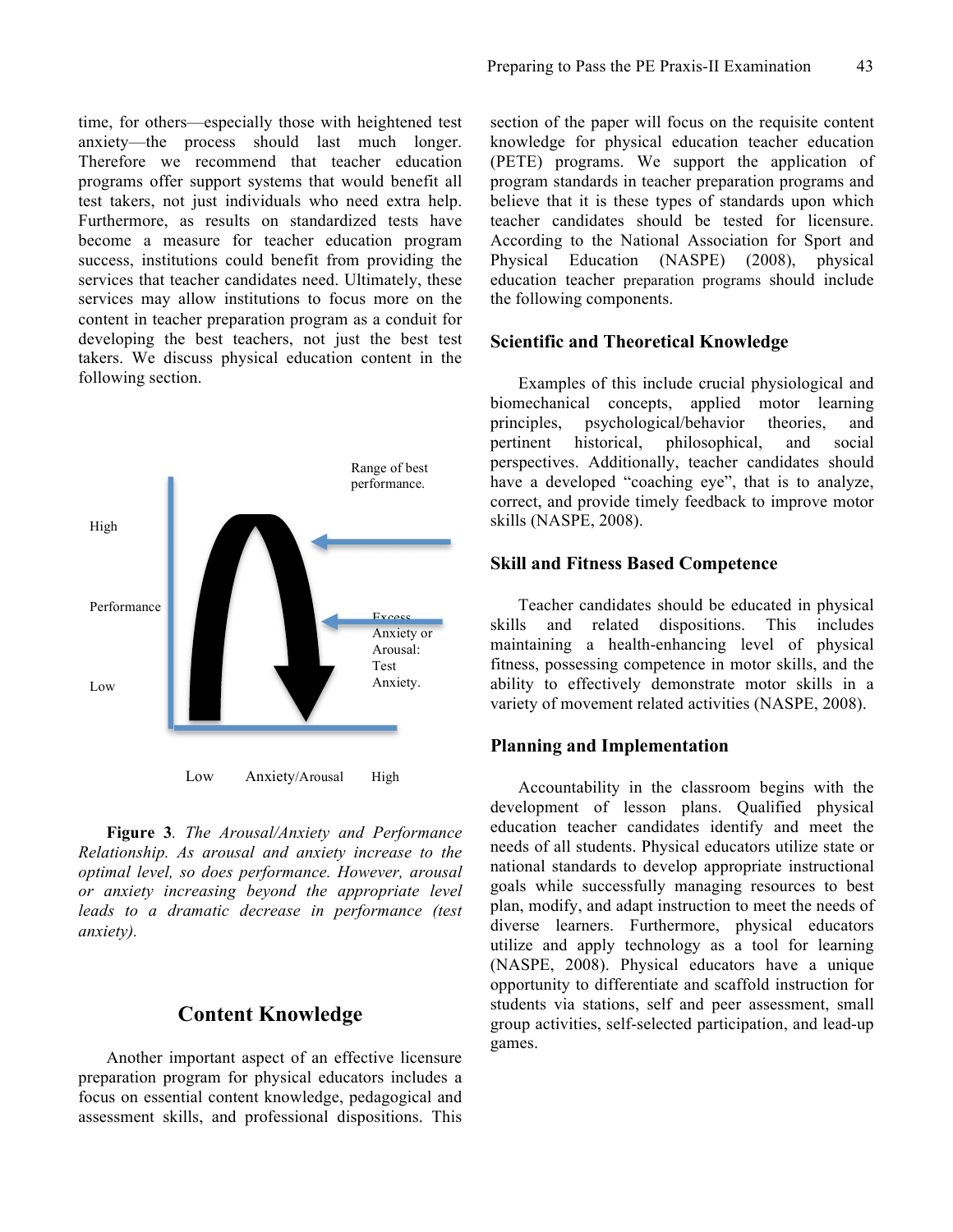time, for others—especially those with heightened test anxiety—the process should last much longer. Therefore we recommend that teacher education programs offer support systems that would benefit all test takers, not just individuals who need extra help. Furthermore, as results on standardized tests have become a measure for teacher education program success, institutions could benefit from providing the services that teacher candidates need. Ultimately, these services may allow institutions to focus more on the content in teacher preparation program as a conduit for developing the best teachers, not just the best test takers. We discuss physical education content in the following section.

Range of best performance.

High

Performance

Low

Excess Anxiety or Arousal: Test Anxiety.

Low Anxiety/Arousal High

**Figure 3**. *The Arousal/Anxiety and Performance Relationship. As arousal and anxiety increase to the optimal level, so does performance. However, arousal or anxiety increasing beyond the appropriate level leads to a dramatic decrease in performance (test anxiety).*

## Content Knowledge

Another important aspect of an effective licensure preparation program for physical educators includes a focus on essential content knowledge, pedagogical and assessment skills, and professional dispositions. This section of the paper will focus on the requisite content knowledge for physical education teacher education (PETE) programs. We support the application of program standards in teacher preparation programs and believe that it is these types of standards upon which teacher candidates should be tested for licensure. According to the National Association for Sport and Physical Education (NASPE) (2008), physical education teacher preparation programs should include the following components.

### Scientific and Theoretical Knowledge

Examples of this include crucial physiological and biomechanical concepts, applied motor learning principles, psychological/behavior theories, and pertinent historical, philosophical, and social perspectives. Additionally, teacher candidates should have a developed "coaching eye", that is to analyze, correct, and provide timely feedback to improve motor skills (NASPE, 2008).

### Skill and Fitness Based Competence

Teacher candidates should be educated in physical skills and related dispositions. This includes maintaining a health-enhancing level of physical fitness, possessing competence in motor skills, and the ability to effectively demonstrate motor skills in a variety of movement related activities (NASPE, 2008).

### Planning and Implementation

Accountability in the classroom begins with the development of lesson plans. Qualified physical education teacher candidates identify and meet the needs of all students. Physical educators utilize state or national standards to develop appropriate instructional goals while successfully managing resources to best plan, modify, and adapt instruction to meet the needs of diverse learners. Furthermore, physical educators utilize and apply technology as a tool for learning (NASPE, 2008). Physical educators have a unique opportunity to differentiate and scaffold instruction for students via stations, self and peer assessment, small group activities, self-selected participation, and lead-up games.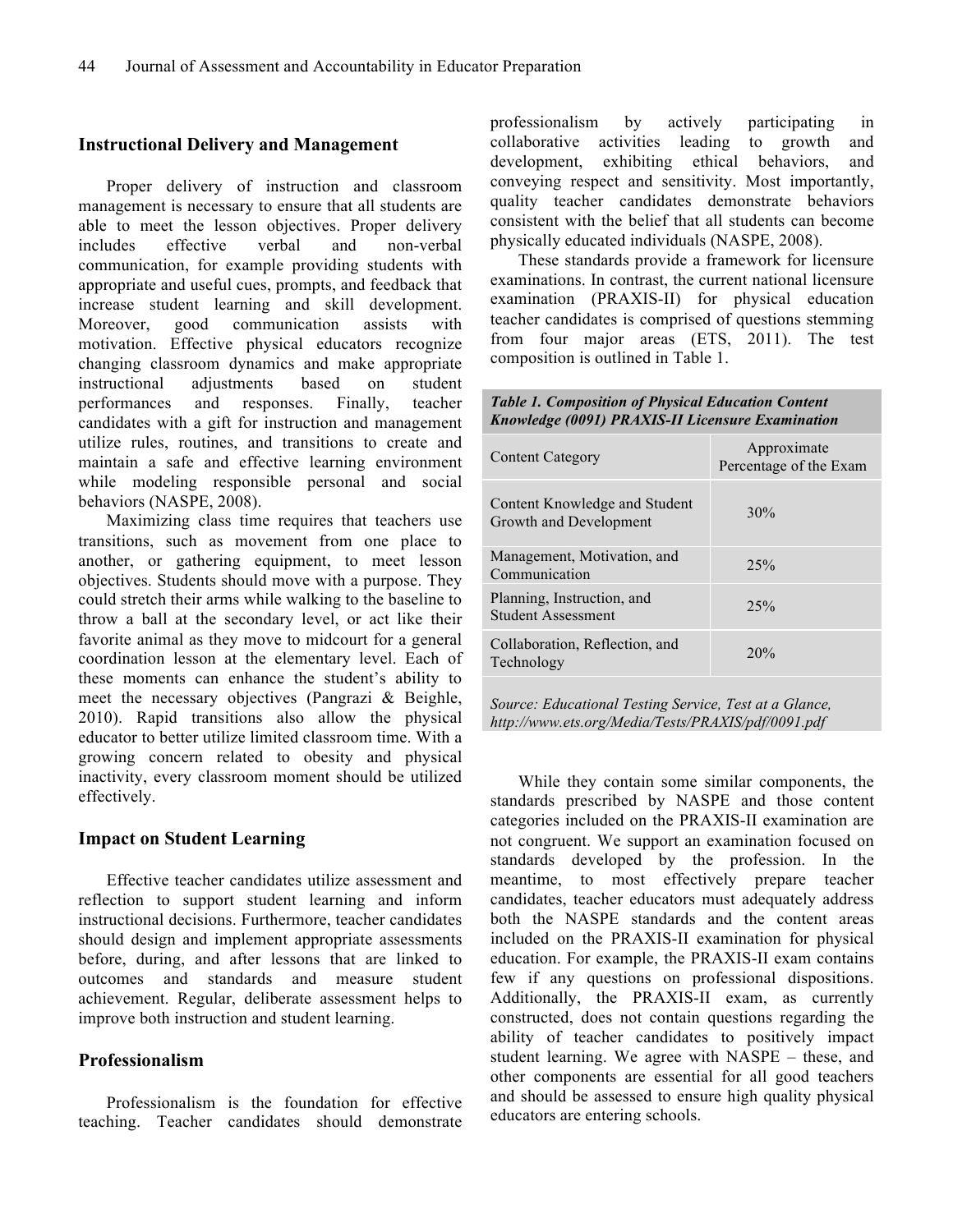## Instructional Delivery and Management

Proper delivery of instruction and classroom management is necessary to ensure that all students are able to meet the lesson objectives. Proper delivery includes effective verbal and non-verbal communication, for example providing students with appropriate and useful cues, prompts, and feedback that increase student learning and skill development. Moreover, good communication assists with motivation. Effective physical educators recognize changing classroom dynamics and make appropriate instructional adjustments based on student performances and responses. Finally, teacher candidates with a gift for instruction and management utilize rules, routines, and transitions to create and maintain a safe and effective learning environment while modeling responsible personal and social behaviors (NASPE, 2008).

Maximizing class time requires that teachers use transitions, such as movement from one place to another, or gathering equipment, to meet lesson objectives. Students should move with a purpose. They could stretch their arms while walking to the baseline to throw a ball at the secondary level, or act like their favorite animal as they move to midcourt for a general coordination lesson at the elementary level. Each of these moments can enhance the student's ability to meet the necessary objectives (Pangrazi & Beighle, 2010). Rapid transitions also allow the physical educator to better utilize limited classroom time. With a growing concern related to obesity and physical inactivity, every classroom moment should be utilized effectively.

## Impact on Student Learning

Effective teacher candidates utilize assessment and reflection to support student learning and inform instructional decisions. Furthermore, teacher candidates should design and implement appropriate assessments before, during, and after lessons that are linked to outcomes and standards and measure student achievement. Regular, deliberate assessment helps to improve both instruction and student learning.

## Professionalism

Professionalism is the foundation for effective teaching. Teacher candidates should demonstrate professionalism by actively participating in collaborative activities leading to growth and development, exhibiting ethical behaviors, and conveying respect and sensitivity. Most importantly, quality teacher candidates demonstrate behaviors consistent with the belief that all students can become physically educated individuals (NASPE, 2008).

These standards provide a framework for licensure examinations. In contrast, the current national licensure examination (PRAXIS-II) for physical education teacher candidates is comprised of questions stemming from four major areas (ETS, 2011). The test composition is outlined in Table 1.

***Table 1. Composition of Physical Education Content Knowledge (0091) PRAXIS-II Licensure Examination***

| Content Category | Approximate Percentage of the Exam |
|---|---|
| Content Knowledge and Student Growth and Development | 30% |
| Management, Motivation, and Communication | 25% |
| Planning, Instruction, and Student Assessment | 25% |
| Collaboration, Reflection, and Technology | 20% |

*Source: Educational Testing Service, Test at a Glance, http://www.ets.org/Media/Tests/PRAXIS/pdf/0091.pdf*

While they contain some similar components, the standards prescribed by NASPE and those content categories included on the PRAXIS-II examination are not congruent. We support an examination focused on standards developed by the profession. In the meantime, to most effectively prepare teacher candidates, teacher educators must adequately address both the NASPE standards and the content areas included on the PRAXIS-II examination for physical education. For example, the PRAXIS-II exam contains few if any questions on professional dispositions. Additionally, the PRAXIS-II exam, as currently constructed, does not contain questions regarding the ability of teacher candidates to positively impact student learning. We agree with NASPE – these, and other components are essential for all good teachers and should be assessed to ensure high quality physical educators are entering schools.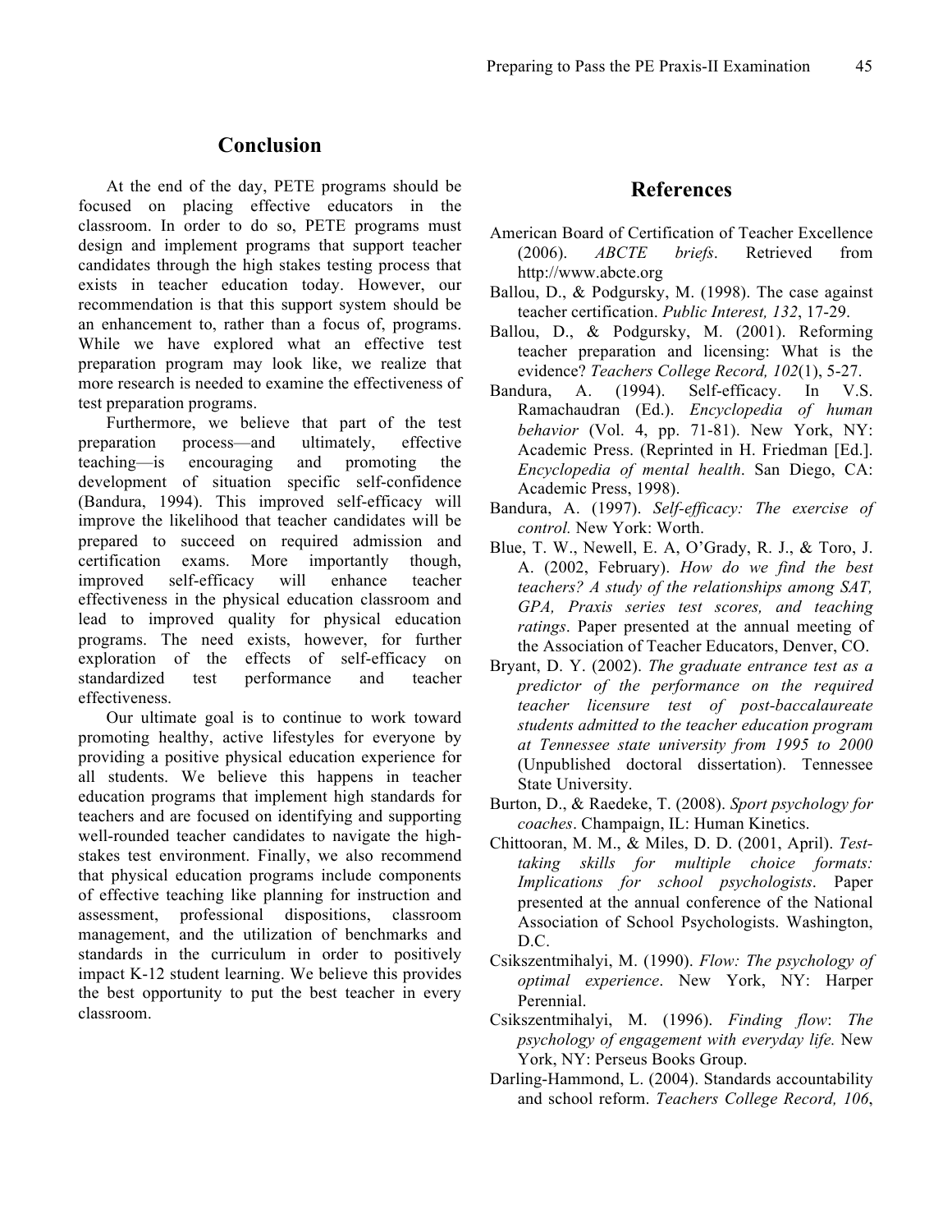## Conclusion

At the end of the day, PETE programs should be focused on placing effective educators in the classroom. In order to do so, PETE programs must design and implement programs that support teacher candidates through the high stakes testing process that exists in teacher education today. However, our recommendation is that this support system should be an enhancement to, rather than a focus of, programs. While we have explored what an effective test preparation program may look like, we realize that more research is needed to examine the effectiveness of test preparation programs.

Furthermore, we believe that part of the test preparation process—and ultimately, effective teaching—is encouraging and promoting the development of situation specific self-confidence (Bandura, 1994). This improved self-efficacy will improve the likelihood that teacher candidates will be prepared to succeed on required admission and certification exams. More importantly though, improved self-efficacy will enhance teacher effectiveness in the physical education classroom and lead to improved quality for physical education programs. The need exists, however, for further exploration of the effects of self-efficacy on standardized test performance and teacher effectiveness.

Our ultimate goal is to continue to work toward promoting healthy, active lifestyles for everyone by providing a positive physical education experience for all students. We believe this happens in teacher education programs that implement high standards for teachers and are focused on identifying and supporting well-rounded teacher candidates to navigate the high-stakes test environment. Finally, we also recommend that physical education programs include components of effective teaching like planning for instruction and assessment, professional dispositions, classroom management, and the utilization of benchmarks and standards in the curriculum in order to positively impact K-12 student learning. We believe this provides the best opportunity to put the best teacher in every classroom.

## References

American Board of Certification of Teacher Excellence (2006). *ABCTE briefs*. Retrieved from http://www.abcte.org

Ballou, D., & Podgursky, M. (1998). The case against teacher certification. *Public Interest, 132*, 17-29.

Ballou, D., & Podgursky, M. (2001). Reforming teacher preparation and licensing: What is the evidence? *Teachers College Record, 102*(1), 5-27.

Bandura, A. (1994). Self-efficacy. In V.S. Ramachaudran (Ed.). *Encyclopedia of human behavior* (Vol. 4, pp. 71-81). New York, NY: Academic Press. (Reprinted in H. Friedman [Ed.]. *Encyclopedia of mental health*. San Diego, CA: Academic Press, 1998).

Bandura, A. (1997). *Self-efficacy: The exercise of control.* New York: Worth.

Blue, T. W., Newell, E. A, O'Grady, R. J., & Toro, J. A. (2002, February). *How do we find the best teachers? A study of the relationships among SAT, GPA, Praxis series test scores, and teaching ratings*. Paper presented at the annual meeting of the Association of Teacher Educators, Denver, CO.

Bryant, D. Y. (2002). *The graduate entrance test as a predictor of the performance on the required teacher licensure test of post-baccalaureate students admitted to the teacher education program at Tennessee state university from 1995 to 2000* (Unpublished doctoral dissertation). Tennessee State University.

Burton, D., & Raedeke, T. (2008). *Sport psychology for coaches*. Champaign, IL: Human Kinetics.

Chittooran, M. M., & Miles, D. D. (2001, April). *Test-taking skills for multiple choice formats: Implications for school psychologists*. Paper presented at the annual conference of the National Association of School Psychologists. Washington, D.C.

Csikszentmihalyi, M. (1990). *Flow: The psychology of optimal experience*. New York, NY: Harper Perennial.

Csikszentmihalyi, M. (1996). *Finding flow*: *The psychology of engagement with everyday life.* New York, NY: Perseus Books Group.

Darling-Hammond, L. (2004). Standards accountability and school reform. *Teachers College Record, 106*,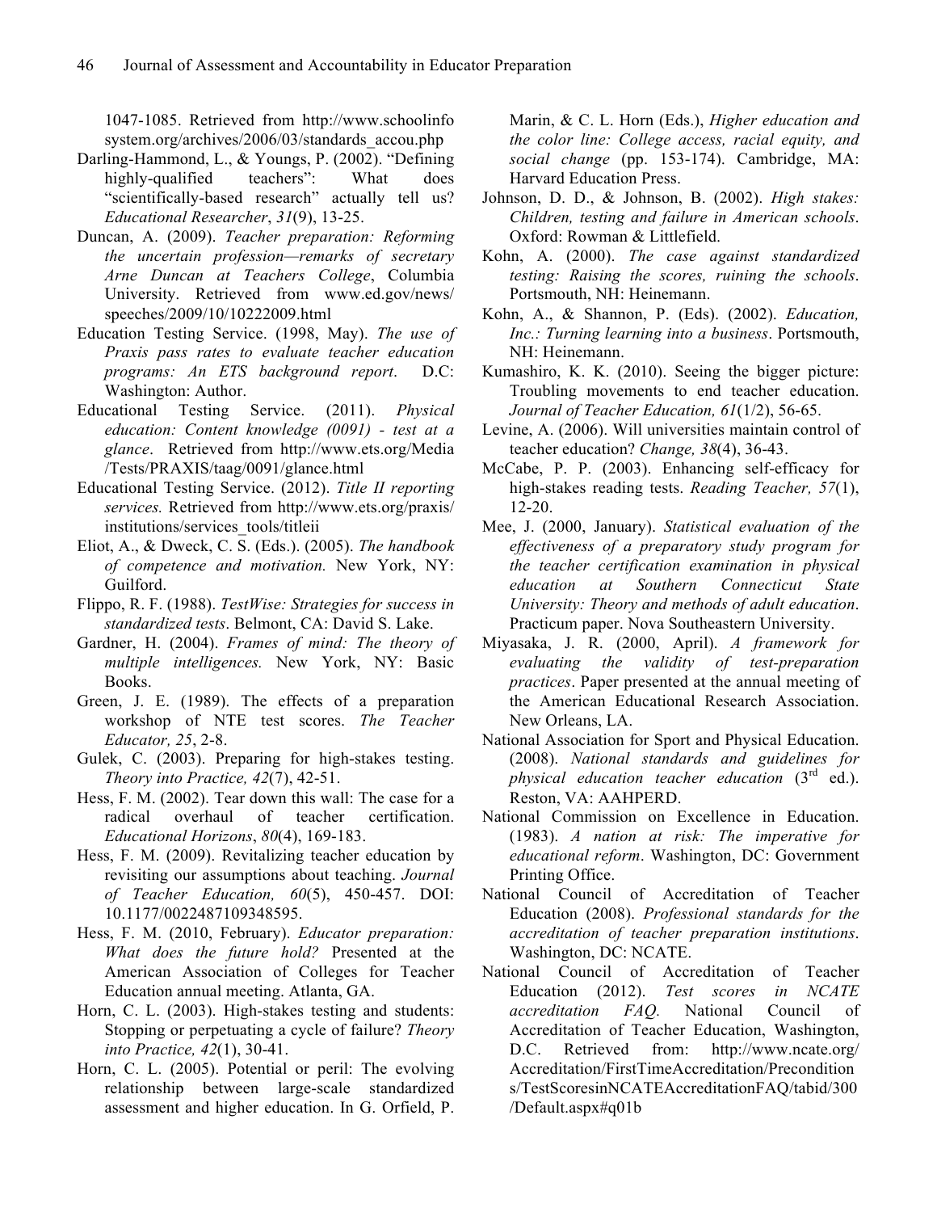1047-1085. Retrieved from http://www.schoolinfosystem.org/archives/2006/03/standards_accou.php

Darling-Hammond, L., & Youngs, P. (2002). “Defining highly-qualified teachers”: What does “scientifically-based research” actually tell us? *Educational Researcher*, *31*(9), 13-25.

Duncan, A. (2009). *Teacher preparation: Reforming the uncertain profession—remarks of secretary Arne Duncan at Teachers College*, Columbia University. Retrieved from www.ed.gov/news/speeches/2009/10/10222009.html

Education Testing Service. (1998, May). *The use of Praxis pass rates to evaluate teacher education programs: An ETS background report*. D.C: Washington: Author.

Educational Testing Service. (2011). *Physical education: Content knowledge (0091) - test at a glance*. Retrieved from http://www.ets.org/Media/Tests/PRAXIS/taag/0091/glance.html

Educational Testing Service. (2012). *Title II reporting services.* Retrieved from http://www.ets.org/praxis/institutions/services_tools/titleii

Eliot, A., & Dweck, C. S. (Eds.). (2005). *The handbook of competence and motivation.* New York, NY: Guilford.

Flippo, R. F. (1988). *TestWise: Strategies for success in standardized tests*. Belmont, CA: David S. Lake.

Gardner, H. (2004). *Frames of mind: The theory of multiple intelligences.* New York, NY: Basic Books.

Green, J. E. (1989). The effects of a preparation workshop of NTE test scores. *The Teacher Educator, 25*, 2-8.

Gulek, C. (2003). Preparing for high-stakes testing. *Theory into Practice, 42*(7), 42-51.

Hess, F. M. (2002). Tear down this wall: The case for a radical overhaul of teacher certification. *Educational Horizons*, *80*(4), 169-183.

Hess, F. M. (2009). Revitalizing teacher education by revisiting our assumptions about teaching. *Journal of Teacher Education, 60*(5), 450-457. DOI: 10.1177/0022487109348595.

Hess, F. M. (2010, February). *Educator preparation: What does the future hold?* Presented at the American Association of Colleges for Teacher Education annual meeting. Atlanta, GA.

Horn, C. L. (2003). High-stakes testing and students: Stopping or perpetuating a cycle of failure? *Theory into Practice, 42*(1), 30-41.

Horn, C. L. (2005). Potential or peril: The evolving relationship between large-scale standardized assessment and higher education. In G. Orfield, P. Marin, & C. L. Horn (Eds.), *Higher education and the color line: College access, racial equity, and social change* (pp. 153-174). Cambridge, MA: Harvard Education Press.

Johnson, D. D., & Johnson, B. (2002). *High stakes: Children, testing and failure in American schools*. Oxford: Rowman & Littlefield.

Kohn, A. (2000). *The case against standardized testing: Raising the scores, ruining the schools*. Portsmouth, NH: Heinemann.

Kohn, A., & Shannon, P. (Eds). (2002). *Education, Inc.: Turning learning into a business*. Portsmouth, NH: Heinemann.

Kumashiro, K. K. (2010). Seeing the bigger picture: Troubling movements to end teacher education. *Journal of Teacher Education, 61*(1/2), 56-65.

Levine, A. (2006). Will universities maintain control of teacher education? *Change, 38*(4), 36-43.

McCabe, P. P. (2003). Enhancing self-efficacy for high-stakes reading tests. *Reading Teacher, 57*(1), 12-20.

Mee, J. (2000, January). *Statistical evaluation of the effectiveness of a preparatory study program for the teacher certification examination in physical education at Southern Connecticut State University: Theory and methods of adult education*. Practicum paper. Nova Southeastern University.

Miyasaka, J. R. (2000, April). *A framework for evaluating the validity of test-preparation practices*. Paper presented at the annual meeting of the American Educational Research Association. New Orleans, LA.

National Association for Sport and Physical Education. (2008). *National standards and guidelines for physical education teacher education* (3rd ed.). Reston, VA: AAHPERD.

National Commission on Excellence in Education. (1983). *A nation at risk: The imperative for educational reform*. Washington, DC: Government Printing Office.

National Council of Accreditation of Teacher Education (2008). *Professional standards for the accreditation of teacher preparation institutions*. Washington, DC: NCATE.

National Council of Accreditation of Teacher Education (2012). *Test scores in NCATE accreditation FAQ.* National Council of Accreditation of Teacher Education, Washington, D.C. Retrieved from: http://www.ncate.org/Accreditation/FirstTimeAccreditation/Preconditions/TestScoresinNCATEAccreditationFAQ/tabid/300/Default.aspx#q01b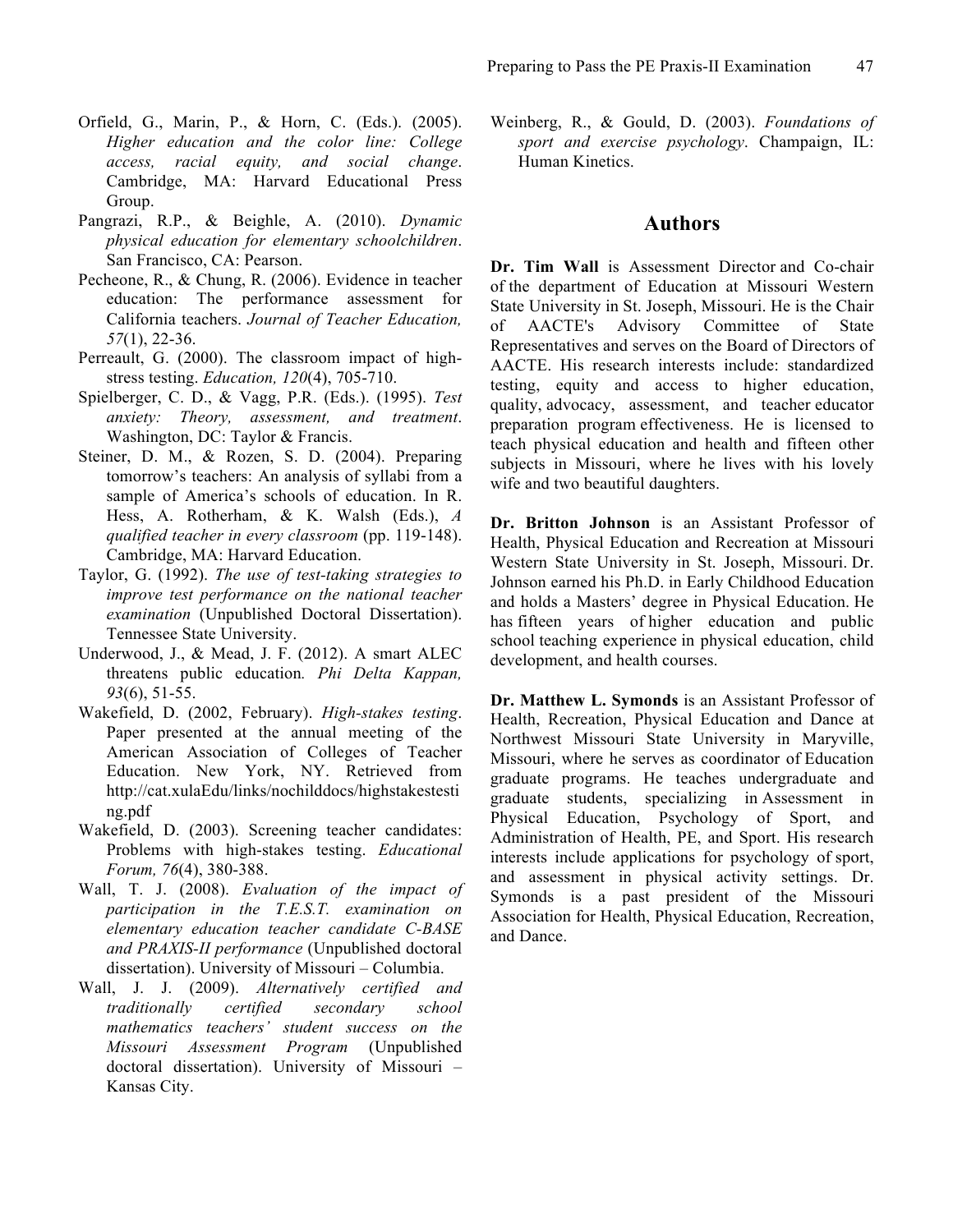Orfield, G., Marin, P., & Horn, C. (Eds.). (2005). *Higher education and the color line: College access, racial equity, and social change*. Cambridge, MA: Harvard Educational Press Group.

Pangrazi, R.P., & Beighle, A. (2010). *Dynamic physical education for elementary schoolchildren*. San Francisco, CA: Pearson.

Pecheone, R., & Chung, R. (2006). Evidence in teacher education: The performance assessment for California teachers. *Journal of Teacher Education, 57*(1), 22-36.

Perreault, G. (2000). The classroom impact of high-stress testing. *Education, 120*(4), 705-710.

Spielberger, C. D., & Vagg, P.R. (Eds.). (1995). *Test anxiety: Theory, assessment, and treatment*. Washington, DC: Taylor & Francis.

Steiner, D. M., & Rozen, S. D. (2004). Preparing tomorrow's teachers: An analysis of syllabi from a sample of America's schools of education. In R. Hess, A. Rotherham, & K. Walsh (Eds.), *A qualified teacher in every classroom* (pp. 119-148). Cambridge, MA: Harvard Education.

Taylor, G. (1992). *The use of test-taking strategies to improve test performance on the national teacher examination* (Unpublished Doctoral Dissertation). Tennessee State University.

Underwood, J., & Mead, J. F. (2012). A smart ALEC threatens public education. *Phi Delta Kappan, 93*(6), 51-55.

Wakefield, D. (2002, February). *High-stakes testing*. Paper presented at the annual meeting of the American Association of Colleges of Teacher Education. New York, NY. Retrieved from http://cat.xulaEdu/links/nochilddocs/highstakestesting.pdf

Wakefield, D. (2003). Screening teacher candidates: Problems with high-stakes testing. *Educational Forum, 76*(4), 380-388.

Wall, T. J. (2008). *Evaluation of the impact of participation in the T.E.S.T. examination on elementary education teacher candidate C-BASE and PRAXIS-II performance* (Unpublished doctoral dissertation). University of Missouri – Columbia.

Wall, J. J. (2009). *Alternatively certified and traditionally certified secondary school mathematics teachers' student success on the Missouri Assessment Program* (Unpublished doctoral dissertation). University of Missouri – Kansas City.

Weinberg, R., & Gould, D. (2003). *Foundations of sport and exercise psychology*. Champaign, IL: Human Kinetics.

## Authors

**Dr. Tim Wall** is Assessment Director and Co-chair of the department of Education at Missouri Western State University in St. Joseph, Missouri. He is the Chair of AACTE's Advisory Committee of State Representatives and serves on the Board of Directors of AACTE. His research interests include: standardized testing, equity and access to higher education, quality, advocacy, assessment, and teacher educator preparation program effectiveness. He is licensed to teach physical education and health and fifteen other subjects in Missouri, where he lives with his lovely wife and two beautiful daughters.

**Dr. Britton Johnson** is an Assistant Professor of Health, Physical Education and Recreation at Missouri Western State University in St. Joseph, Missouri. Dr. Johnson earned his Ph.D. in Early Childhood Education and holds a Masters' degree in Physical Education. He has fifteen years of higher education and public school teaching experience in physical education, child development, and health courses.

**Dr. Matthew L. Symonds** is an Assistant Professor of Health, Recreation, Physical Education and Dance at Northwest Missouri State University in Maryville, Missouri, where he serves as coordinator of Education graduate programs. He teaches undergraduate and graduate students, specializing in Assessment in Physical Education, Psychology of Sport, and Administration of Health, PE, and Sport. His research interests include applications for psychology of sport, and assessment in physical activity settings. Dr. Symonds is a past president of the Missouri Association for Health, Physical Education, Recreation, and Dance.